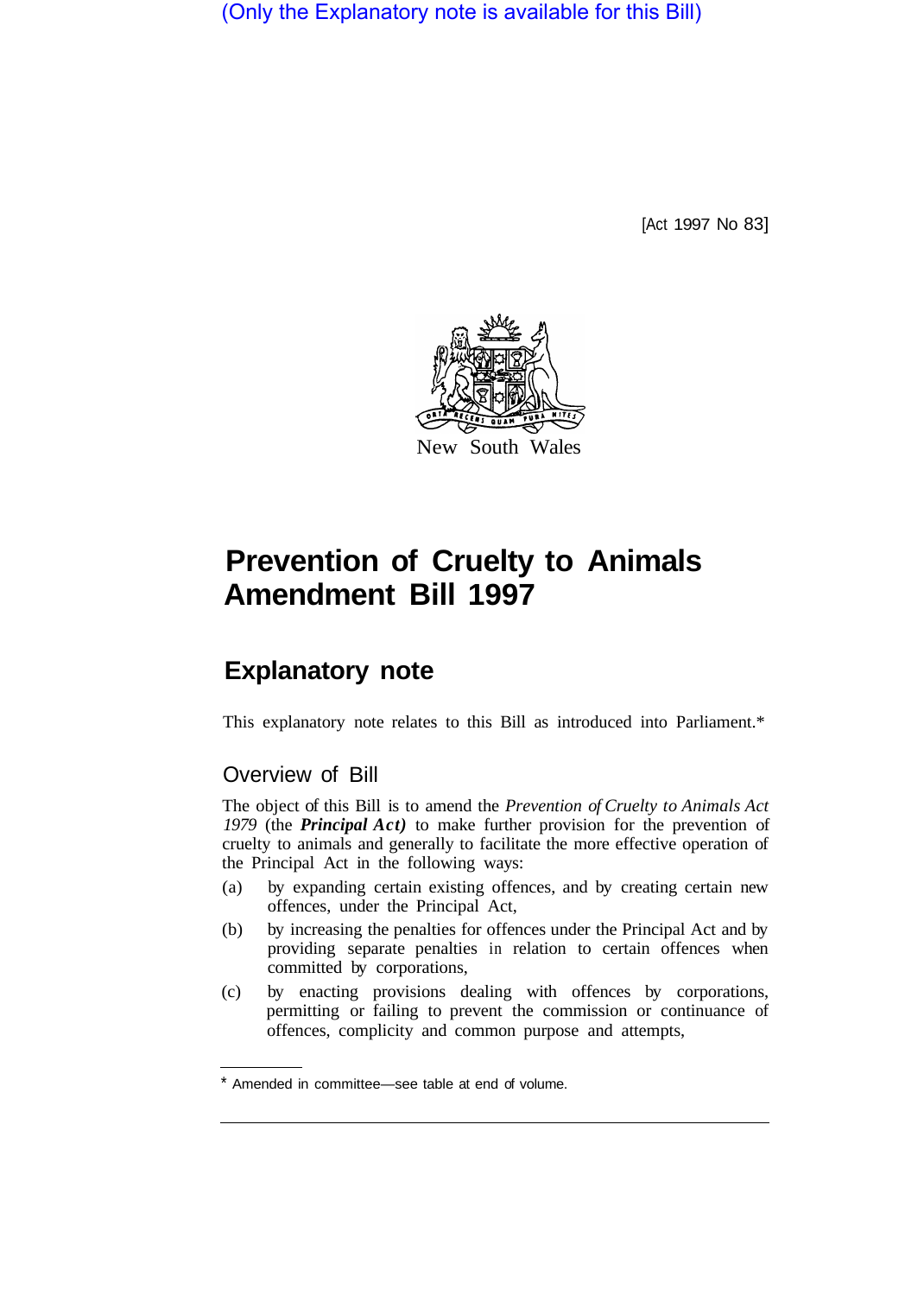(Only the Explanatory note is available for this Bill)

[Act 1997 No 83]

New South Wales

# Prevention of Cruelty to Animals Amendment Bill 1997

## Explanatory note

This explanatory note relates to this Bill as introduced into Parliament.*

### Overview of Bill

The object of this Bill is to amend the *Prevention of Cruelty to Animals Act 1979* (the ***Principal Act)*** to make further provision for the prevention of cruelty to animals and generally to facilitate the more effective operation of the Principal Act in the following ways:

(a) by expanding certain existing offences, and by creating certain new offences, under the Principal Act,

(b) by increasing the penalties for offences under the Principal Act and by providing separate penalties in relation to certain offences when committed by corporations,

(c) by enacting provisions dealing with offences by corporations, permitting or failing to prevent the commission or continuance of offences, complicity and common purpose and attempts,

* Amended in committee—see table at end of volume.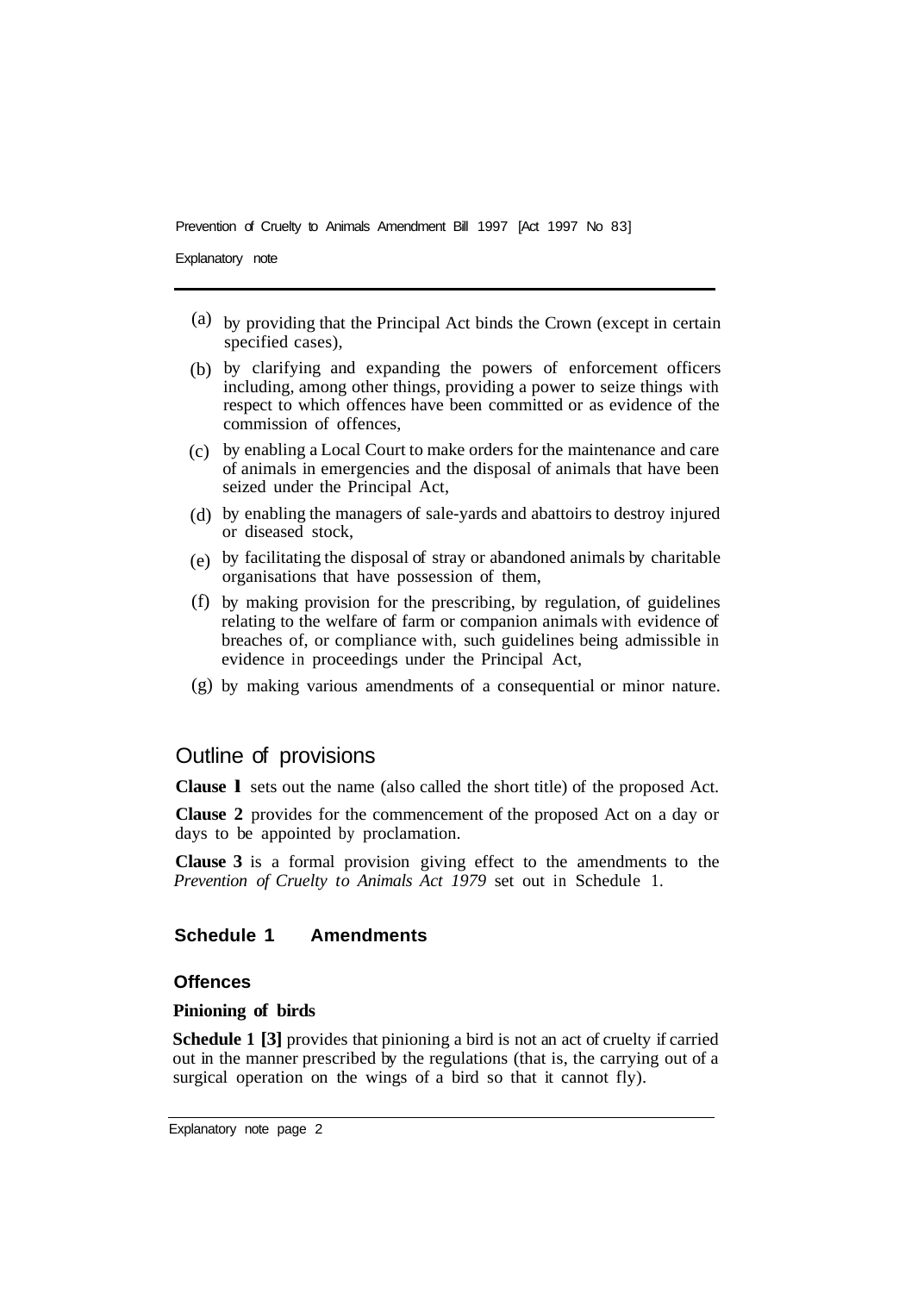(a) by providing that the Principal Act binds the Crown (except in certain specified cases),

(b) by clarifying and expanding the powers of enforcement officers including, among other things, providing a power to seize things with respect to which offences have been committed or as evidence of the commission of offences,

(c) by enabling a Local Court to make orders for the maintenance and care of animals in emergencies and the disposal of animals that have been seized under the Principal Act,

(d) by enabling the managers of sale-yards and abattoirs to destroy injured or diseased stock,

(e) by facilitating the disposal of stray or abandoned animals by charitable organisations that have possession of them,

(f) by making provision for the prescribing, by regulation, of guidelines relating to the welfare of farm or companion animals with evidence of breaches of, or compliance with, such guidelines being admissible in evidence in proceedings under the Principal Act,

(g) by making various amendments of a consequential or minor nature.

## Outline of provisions

**Clause 1** sets out the name (also called the short title) of the proposed Act.

**Clause 2** provides for the commencement of the proposed Act on a day or days to be appointed by proclamation.

**Clause 3** is a formal provision giving effect to the amendments to the *Prevention of Cruelty to Animals Act 1979* set out in Schedule 1.

### Schedule 1 Amendments

#### Offences

**Pinioning of birds**

**Schedule 1 [3]** provides that pinioning a bird is not an act of cruelty if carried out in the manner prescribed by the regulations (that is, the carrying out of a surgical operation on the wings of a bird so that it cannot fly).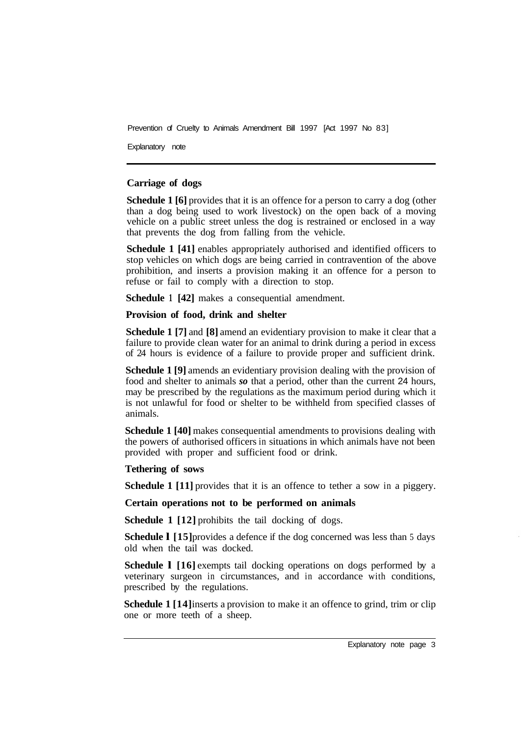### Carriage of dogs

**Schedule 1 [6]** provides that it is an offence for a person to carry a dog (other than a dog being used to work livestock) on the open back of a moving vehicle on a public street unless the dog is restrained or enclosed in a way that prevents the dog from falling from the vehicle.

**Schedule 1 [41]** enables appropriately authorised and identified officers to stop vehicles on which dogs are being carried in contravention of the above prohibition, and inserts a provision making it an offence for a person to refuse or fail to comply with a direction to stop.

**Schedule** 1 **[42]** makes a consequential amendment.

### Provision of food, drink and shelter

**Schedule 1 [7]** and **[8]** amend an evidentiary provision to make it clear that a failure to provide clean water for an animal to drink during a period in excess of 24 hours is evidence of a failure to provide proper and sufficient drink.

**Schedule 1 [9]** amends an evidentiary provision dealing with the provision of food and shelter to animals ***so*** that a period, other than the current 24 hours, may be prescribed by the regulations as the maximum period during which it is not unlawful for food or shelter to be withheld from specified classes of animals.

**Schedule 1 [40]** makes consequential amendments to provisions dealing with the powers of authorised officers in situations in which animals have not been provided with proper and sufficient food or drink.

### Tethering of sows

**Schedule 1 [11]** provides that it is an offence to tether a sow in a piggery.

### Certain operations not to be performed on animals

**Schedule 1 [12]** prohibits the tail docking of dogs.

**Schedule l [15]** provides a defence if the dog concerned was less than 5 days old when the tail was docked.

**Schedule l [16]** exempts tail docking operations on dogs performed by a veterinary surgeon in circumstances, and in accordance with conditions, prescribed by the regulations.

**Schedule 1 [14]** inserts a provision to make it an offence to grind, trim or clip one or more teeth of a sheep.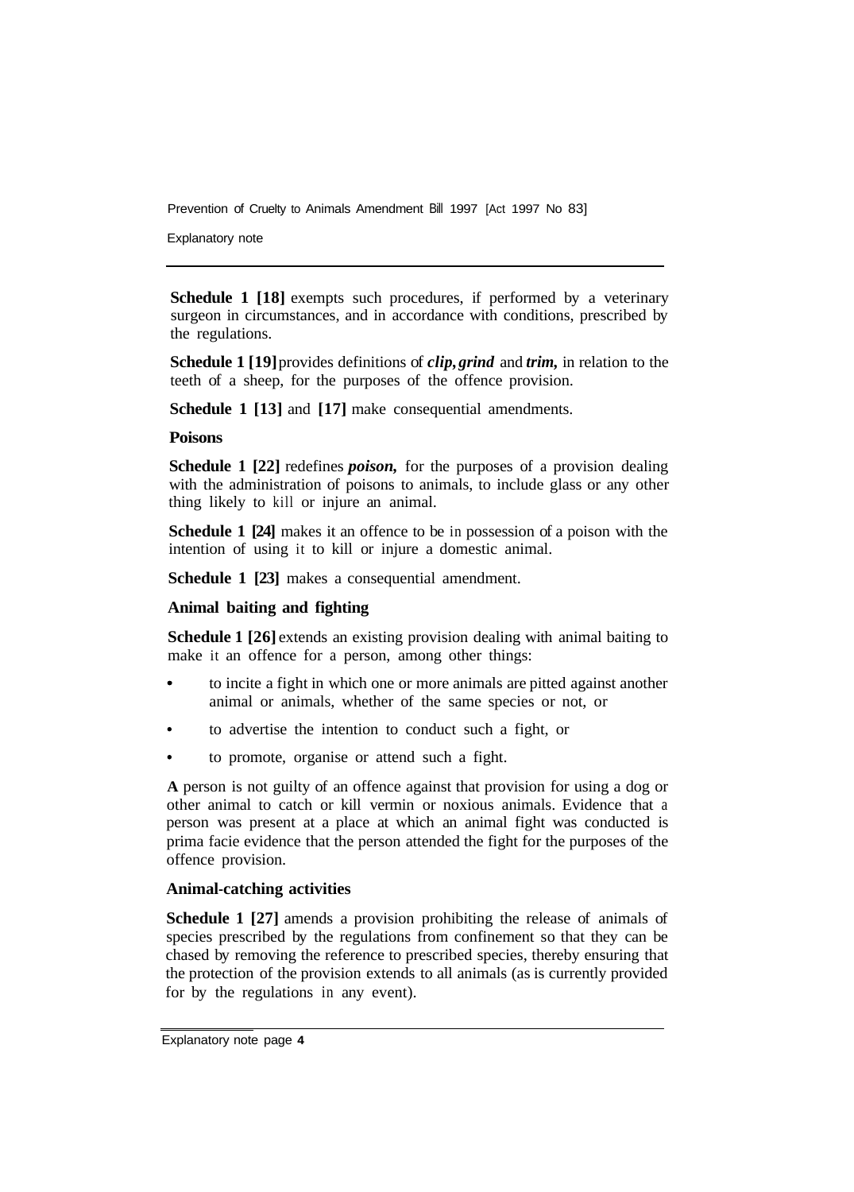**Schedule 1 [18]** exempts such procedures, if performed by a veterinary surgeon in circumstances, and in accordance with conditions, prescribed by the regulations.

**Schedule 1 [19]** provides definitions of ***clip, grind*** and ***trim,*** in relation to the teeth of a sheep, for the purposes of the offence provision.

**Schedule 1 [13]** and **[17]** make consequential amendments.

### Poisons

**Schedule 1 [22]** redefines ***poison,*** for the purposes of a provision dealing with the administration of poisons to animals, to include glass or any other thing likely to kill or injure an animal.

**Schedule 1 [24]** makes it an offence to be in possession of a poison with the intention of using it to kill or injure a domestic animal.

**Schedule 1 [23]** makes a consequential amendment.

### Animal baiting and fighting

**Schedule 1 [26]** extends an existing provision dealing with animal baiting to make it an offence for a person, among other things:

- to incite a fight in which one or more animals are pitted against another animal or animals, whether of the same species or not, or
- to advertise the intention to conduct such a fight, or
- to promote, organise or attend such a fight.

A person is not guilty of an offence against that provision for using a dog or other animal to catch or kill vermin or noxious animals. Evidence that a person was present at a place at which an animal fight was conducted is prima facie evidence that the person attended the fight for the purposes of the offence provision.

### Animal-catching activities

**Schedule 1 [27]** amends a provision prohibiting the release of animals of species prescribed by the regulations from confinement so that they can be chased by removing the reference to prescribed species, thereby ensuring that the protection of the provision extends to all animals (as is currently provided for by the regulations in any event).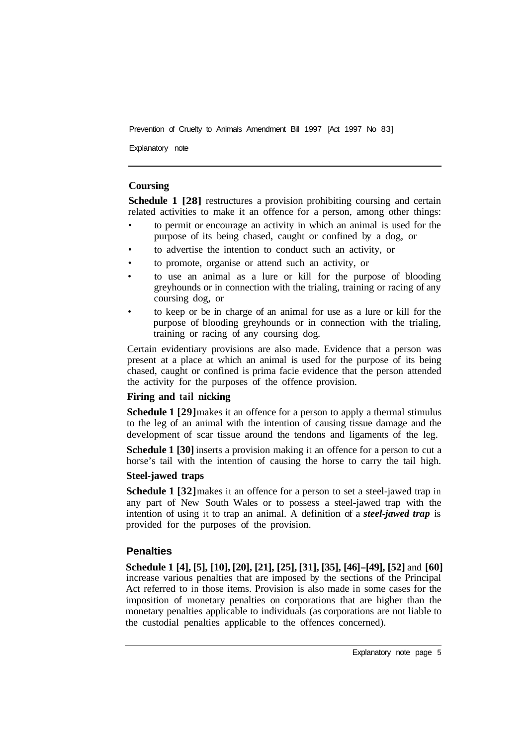### Coursing

**Schedule 1 [28]** restructures a provision prohibiting coursing and certain related activities to make it an offence for a person, among other things:

- to permit or encourage an activity in which an animal is used for the purpose of its being chased, caught or confined by a dog, or
- to advertise the intention to conduct such an activity, or
- to promote, organise or attend such an activity, or
- to use an animal as a lure or kill for the purpose of blooding greyhounds or in connection with the trialing, training or racing of any coursing dog, or
- to keep or be in charge of an animal for use as a lure or kill for the purpose of blooding greyhounds or in connection with the trialing, training or racing of any coursing dog.

Certain evidentiary provisions are also made. Evidence that a person was present at a place at which an animal is used for the purpose of its being chased, caught or confined is prima facie evidence that the person attended the activity for the purposes of the offence provision.

### Firing and tail nicking

**Schedule 1 [29]** makes it an offence for a person to apply a thermal stimulus to the leg of an animal with the intention of causing tissue damage and the development of scar tissue around the tendons and ligaments of the leg.

**Schedule 1 [30]** inserts a provision making it an offence for a person to cut a horse's tail with the intention of causing the horse to carry the tail high.

### Steel-jawed traps

**Schedule 1 [32]** makes it an offence for a person to set a steel-jawed trap in any part of New South Wales or to possess a steel-jawed trap with the intention of using it to trap an animal. A definition of a ***steel-jawed trap*** is provided for the purposes of the provision.

## Penalties

**Schedule 1 [4], [5], [10], [20], [21], [25], [31], [35], [46]–[49], [52]** and **[60]** increase various penalties that are imposed by the sections of the Principal Act referred to in those items. Provision is also made in some cases for the imposition of monetary penalties on corporations that are higher than the monetary penalties applicable to individuals (as corporations are not liable to the custodial penalties applicable to the offences concerned).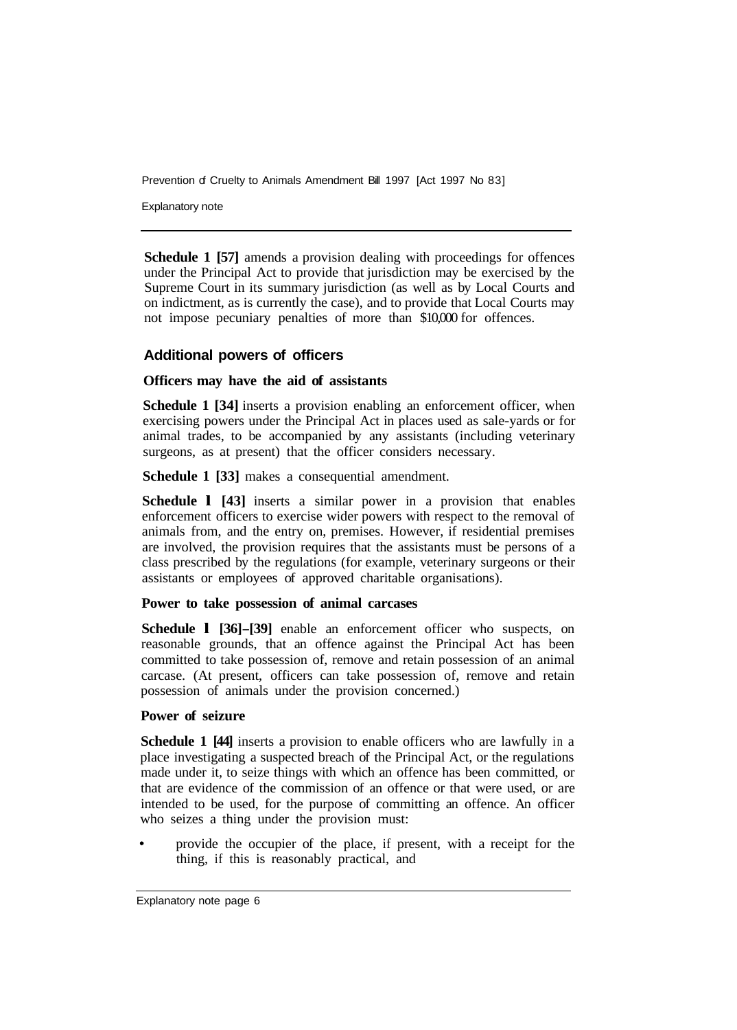**Schedule 1 [57]** amends a provision dealing with proceedings for offences under the Principal Act to provide that jurisdiction may be exercised by the Supreme Court in its summary jurisdiction (as well as by Local Courts and on indictment, as is currently the case), and to provide that Local Courts may not impose pecuniary penalties of more than $10,000 for offences.

## Additional powers of officers

### Officers may have the aid of assistants

**Schedule 1 [34]** inserts a provision enabling an enforcement officer, when exercising powers under the Principal Act in places used as sale-yards or for animal trades, to be accompanied by any assistants (including veterinary surgeons, as at present) that the officer considers necessary.

**Schedule 1 [33]** makes a consequential amendment.

**Schedule 1 [43]** inserts a similar power in a provision that enables enforcement officers to exercise wider powers with respect to the removal of animals from, and the entry on, premises. However, if residential premises are involved, the provision requires that the assistants must be persons of a class prescribed by the regulations (for example, veterinary surgeons or their assistants or employees of approved charitable organisations).

### Power to take possession of animal carcases

**Schedule 1 [36]–[39]** enable an enforcement officer who suspects, on reasonable grounds, that an offence against the Principal Act has been committed to take possession of, remove and retain possession of an animal carcase. (At present, officers can take possession of, remove and retain possession of animals under the provision concerned.)

### Power of seizure

**Schedule 1 [44]** inserts a provision to enable officers who are lawfully in a place investigating a suspected breach of the Principal Act, or the regulations made under it, to seize things with which an offence has been committed, or that are evidence of the commission of an offence or that were used, or are intended to be used, for the purpose of committing an offence. An officer who seizes a thing under the provision must:

- provide the occupier of the place, if present, with a receipt for the thing, if this is reasonably practical, and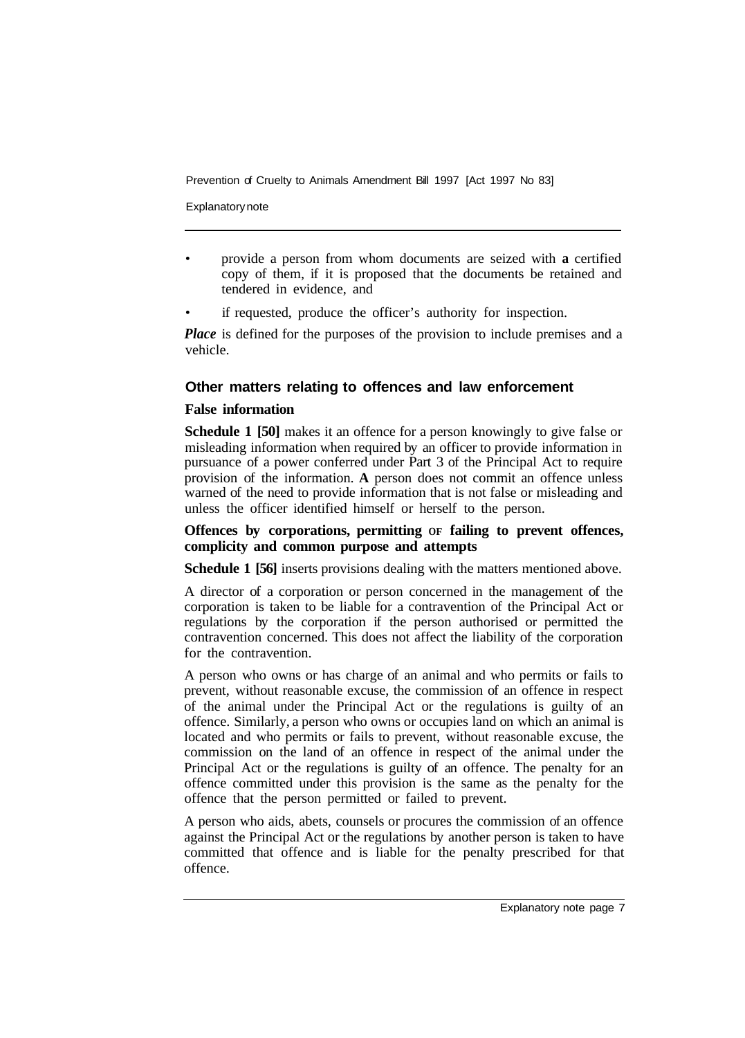- provide a person from whom documents are seized with **a** certified copy of them, if it is proposed that the documents be retained and tendered in evidence, and
- if requested, produce the officer's authority for inspection.

***Place*** is defined for the purposes of the provision to include premises and a vehicle.

### Other matters relating to offences and law enforcement

#### False information

**Schedule 1 [50]** makes it an offence for a person knowingly to give false or misleading information when required by an officer to provide information in pursuance of a power conferred under Part 3 of the Principal Act to require provision of the information. **A** person does not commit an offence unless warned of the need to provide information that is not false or misleading and unless the officer identified himself or herself to the person.

#### Offences by corporations, permitting or failing to prevent offences, complicity and common purpose and attempts

**Schedule 1 [56]** inserts provisions dealing with the matters mentioned above.

A director of a corporation or person concerned in the management of the corporation is taken to be liable for a contravention of the Principal Act or regulations by the corporation if the person authorised or permitted the contravention concerned. This does not affect the liability of the corporation for the contravention.

A person who owns or has charge of an animal and who permits or fails to prevent, without reasonable excuse, the commission of an offence in respect of the animal under the Principal Act or the regulations is guilty of an offence. Similarly, a person who owns or occupies land on which an animal is located and who permits or fails to prevent, without reasonable excuse, the commission on the land of an offence in respect of the animal under the Principal Act or the regulations is guilty of an offence. The penalty for an offence committed under this provision is the same as the penalty for the offence that the person permitted or failed to prevent.

A person who aids, abets, counsels or procures the commission of an offence against the Principal Act or the regulations by another person is taken to have committed that offence and is liable for the penalty prescribed for that offence.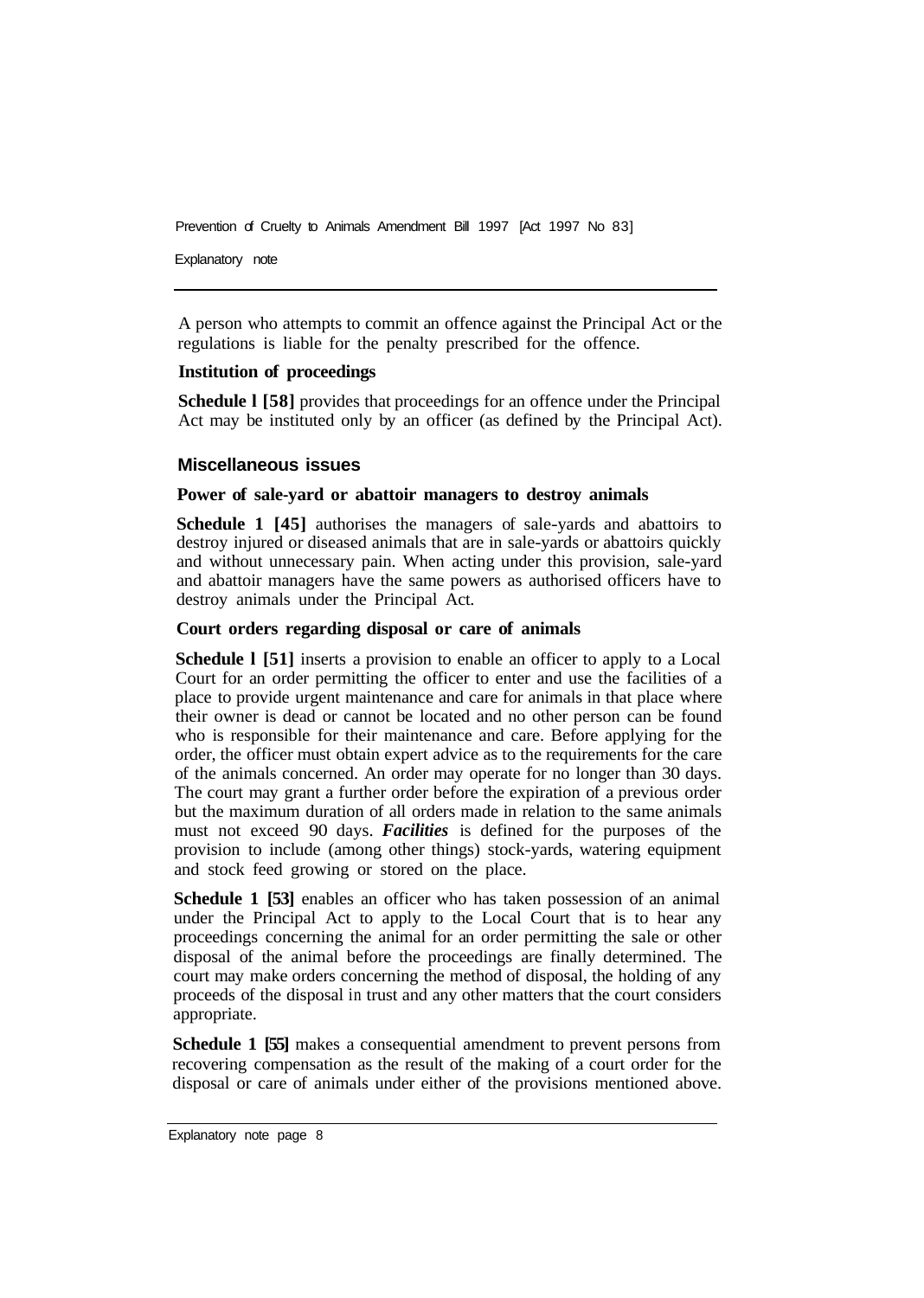A person who attempts to commit an offence against the Principal Act or the regulations is liable for the penalty prescribed for the offence.

**Institution of proceedings**

**Schedule l [58]** provides that proceedings for an offence under the Principal Act may be instituted only by an officer (as defined by the Principal Act).

## Miscellaneous issues

**Power of sale-yard or abattoir managers to destroy animals**

**Schedule 1 [45]** authorises the managers of sale-yards and abattoirs to destroy injured or diseased animals that are in sale-yards or abattoirs quickly and without unnecessary pain. When acting under this provision, sale-yard and abattoir managers have the same powers as authorised officers have to destroy animals under the Principal Act.

**Court orders regarding disposal or care of animals**

**Schedule l [51]** inserts a provision to enable an officer to apply to a Local Court for an order permitting the officer to enter and use the facilities of a place to provide urgent maintenance and care for animals in that place where their owner is dead or cannot be located and no other person can be found who is responsible for their maintenance and care. Before applying for the order, the officer must obtain expert advice as to the requirements for the care of the animals concerned. An order may operate for no longer than 30 days. The court may grant a further order before the expiration of a previous order but the maximum duration of all orders made in relation to the same animals must not exceed 90 days. ***Facilities*** is defined for the purposes of the provision to include (among other things) stock-yards, watering equipment and stock feed growing or stored on the place.

**Schedule 1 [53]** enables an officer who has taken possession of an animal under the Principal Act to apply to the Local Court that is to hear any proceedings concerning the animal for an order permitting the sale or other disposal of the animal before the proceedings are finally determined. The court may make orders concerning the method of disposal, the holding of any proceeds of the disposal in trust and any other matters that the court considers appropriate.

**Schedule 1 [55]** makes a consequential amendment to prevent persons from recovering compensation as the result of the making of a court order for the disposal or care of animals under either of the provisions mentioned above.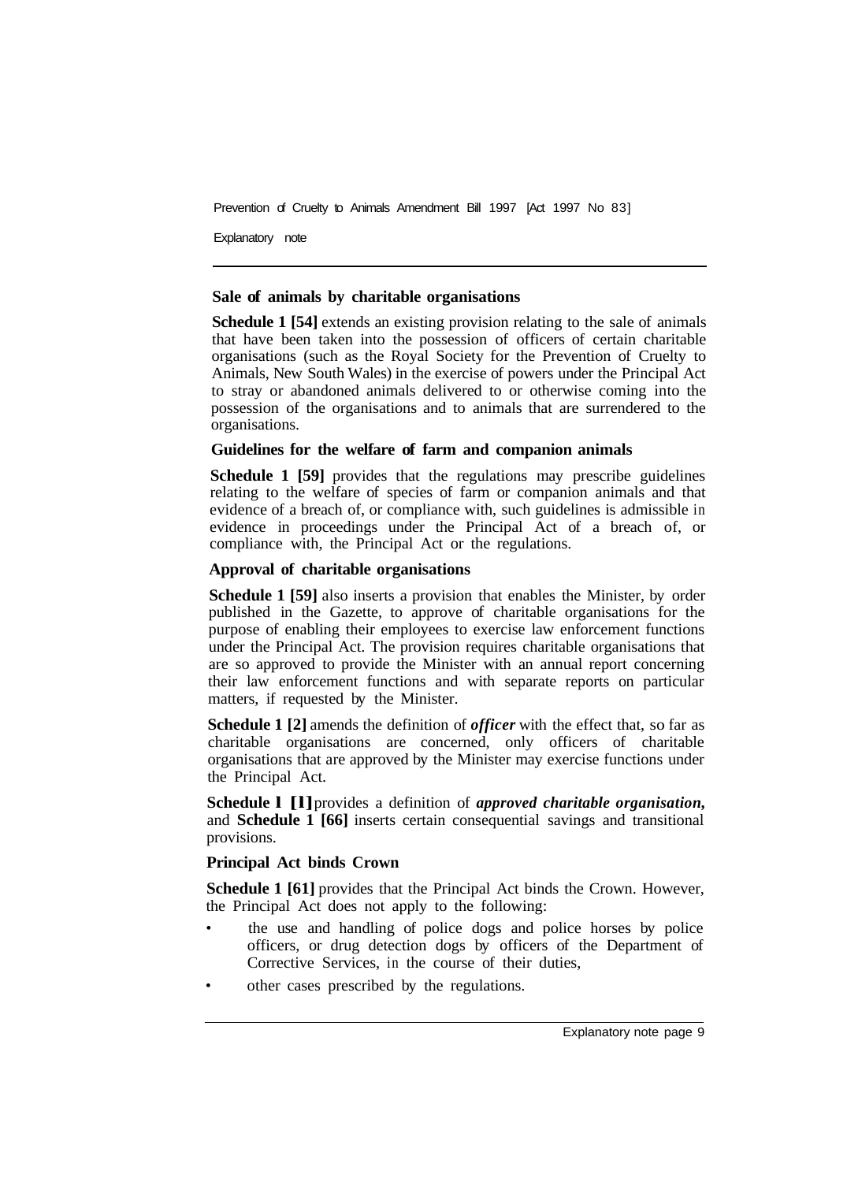### Sale of animals by charitable organisations

**Schedule 1 [54]** extends an existing provision relating to the sale of animals that have been taken into the possession of officers of certain charitable organisations (such as the Royal Society for the Prevention of Cruelty to Animals, New South Wales) in the exercise of powers under the Principal Act to stray or abandoned animals delivered to or otherwise coming into the possession of the organisations and to animals that are surrendered to the organisations.

### Guidelines for the welfare of farm and companion animals

**Schedule 1 [59]** provides that the regulations may prescribe guidelines relating to the welfare of species of farm or companion animals and that evidence of a breach of, or compliance with, such guidelines is admissible in evidence in proceedings under the Principal Act of a breach of, or compliance with, the Principal Act or the regulations.

### Approval of charitable organisations

**Schedule 1 [59]** also inserts a provision that enables the Minister, by order published in the Gazette, to approve of charitable organisations for the purpose of enabling their employees to exercise law enforcement functions under the Principal Act. The provision requires charitable organisations that are so approved to provide the Minister with an annual report concerning their law enforcement functions and with separate reports on particular matters, if requested by the Minister.

**Schedule 1 [2]** amends the definition of ***officer*** with the effect that, so far as charitable organisations are concerned, only officers of charitable organisations that are approved by the Minister may exercise functions under the Principal Act.

**Schedule 1 [1]** provides a definition of ***approved charitable organisation***, and **Schedule 1 [66]** inserts certain consequential savings and transitional provisions.

### Principal Act binds Crown

**Schedule 1 [61]** provides that the Principal Act binds the Crown. However, the Principal Act does not apply to the following:

- the use and handling of police dogs and police horses by police officers, or drug detection dogs by officers of the Department of Corrective Services, in the course of their duties,
- other cases prescribed by the regulations.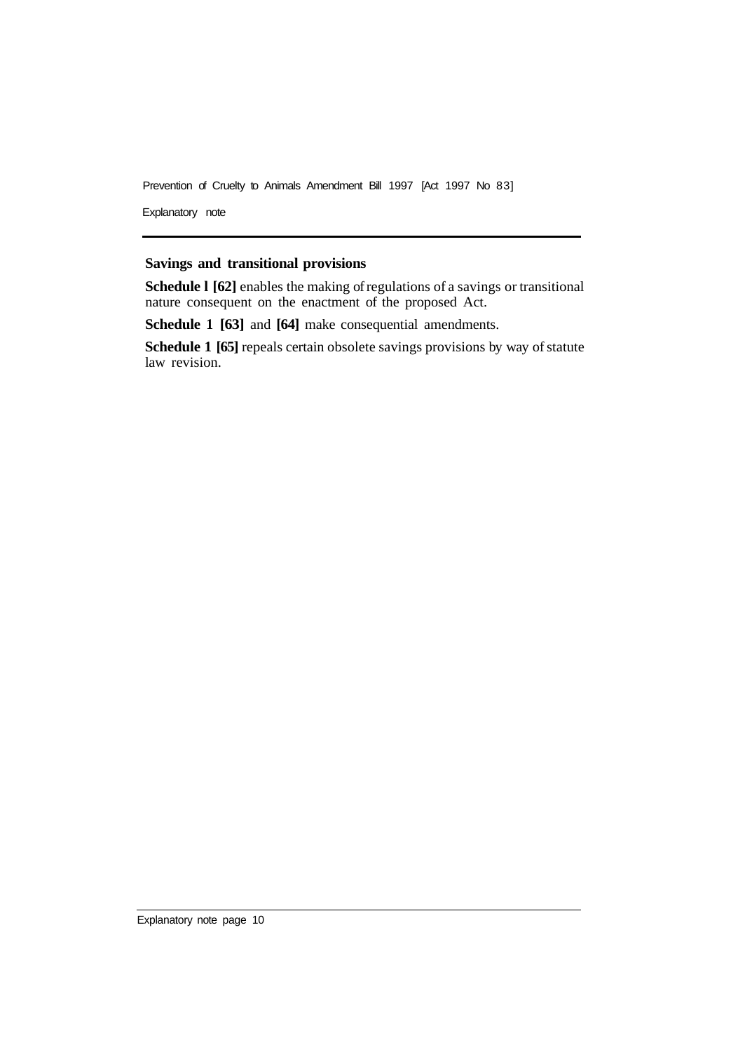## Savings and transitional provisions

**Schedule l [62]** enables the making of regulations of a savings or transitional nature consequent on the enactment of the proposed Act.

**Schedule 1 [63]** and **[64]** make consequential amendments.

**Schedule 1 [65]** repeals certain obsolete savings provisions by way of statute law revision.